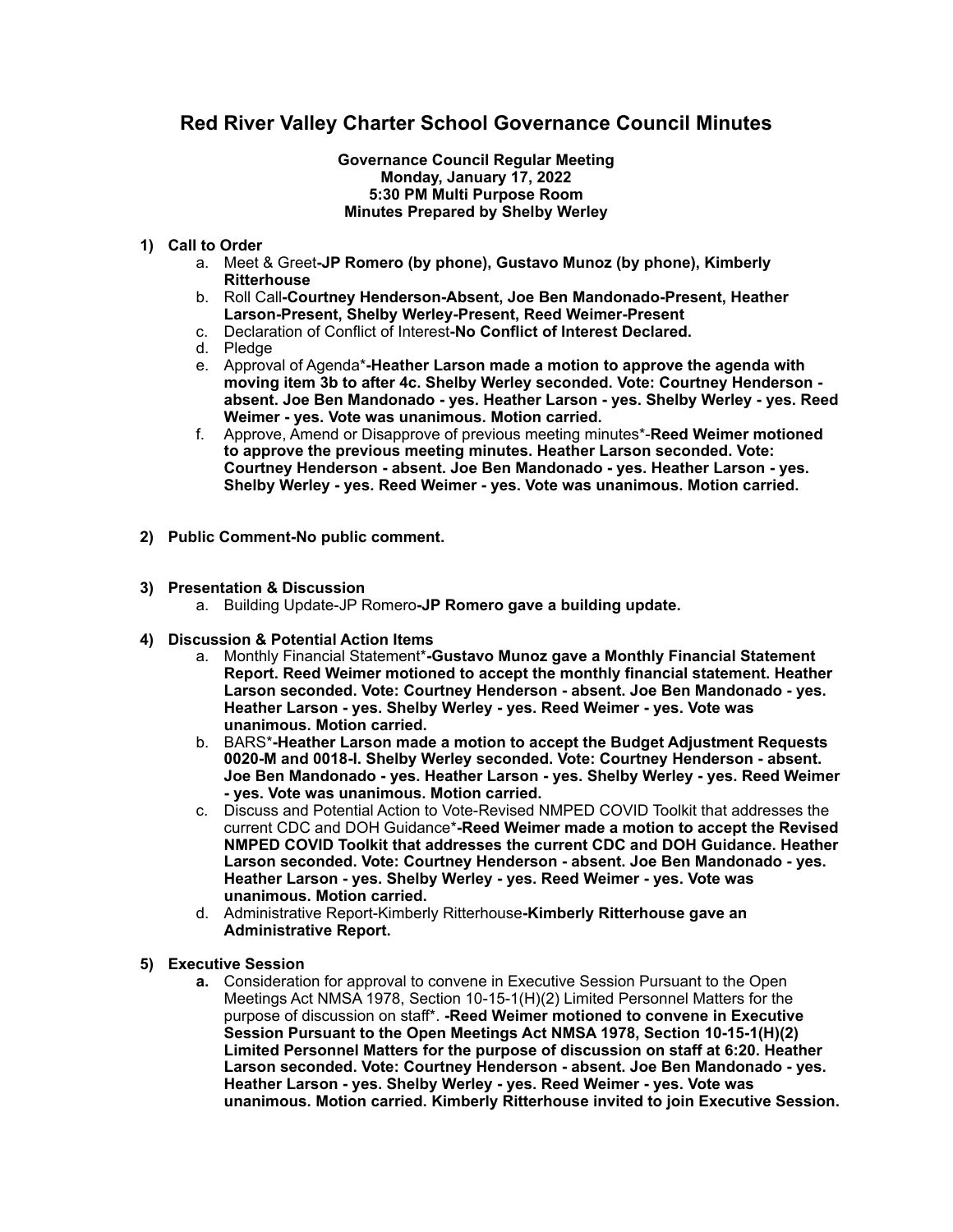# Red River Valley Charter School Governance Council Minutes

**Governance Council Regular Meeting**
**Monday, January 17, 2022**
**5:30 PM Multi Purpose Room**
**Minutes Prepared by Shelby Werley**

1) **Call to Order**
   a. Meet & Greet**-JP Romero (by phone), Gustavo Munoz (by phone), Kimberly Ritterhouse**
   b. Roll Call**-Courtney Henderson-Absent, Joe Ben Mandonado-Present, Heather Larson-Present, Shelby Werley-Present, Reed Weimer-Present**
   c. Declaration of Conflict of Interest**-No Conflict of Interest Declared.**
   d. Pledge
   e. Approval of Agenda*****-Heather Larson made a motion to approve the agenda with moving item 3b to after 4c. Shelby Werley seconded. Vote: Courtney Henderson - absent. Joe Ben Mandonado - yes. Heather Larson - yes. Shelby Werley - yes. Reed Weimer - yes. Vote was unanimous. Motion carried.**
   f. Approve, Amend or Disapprove of previous meeting minutes*-**Reed Weimer motioned to approve the previous meeting minutes. Heather Larson seconded. Vote: Courtney Henderson - absent. Joe Ben Mandonado - yes. Heather Larson - yes. Shelby Werley - yes. Reed Weimer - yes. Vote was unanimous. Motion carried.**

2) **Public Comment-No public comment.**

3) **Presentation & Discussion**
   a. Building Update-JP Romero**-JP Romero gave a building update.**

4) **Discussion & Potential Action Items**
   a. Monthly Financial Statement*****-Gustavo Munoz gave a Monthly Financial Statement Report. Reed Weimer motioned to accept the monthly financial statement. Heather Larson seconded. Vote: Courtney Henderson - absent. Joe Ben Mandonado - yes. Heather Larson - yes. Shelby Werley - yes. Reed Weimer - yes. Vote was unanimous. Motion carried.**
   b. BARS*****-Heather Larson made a motion to accept the Budget Adjustment Requests 0020-M and 0018-I. Shelby Werley seconded. Vote: Courtney Henderson - absent. Joe Ben Mandonado - yes. Heather Larson - yes. Shelby Werley - yes. Reed Weimer - yes. Vote was unanimous. Motion carried.**
   c. Discuss and Potential Action to Vote-Revised NMPED COVID Toolkit that addresses the current CDC and DOH Guidance*****-Reed Weimer made a motion to accept the Revised NMPED COVID Toolkit that addresses the current CDC and DOH Guidance. Heather Larson seconded. Vote: Courtney Henderson - absent. Joe Ben Mandonado - yes. Heather Larson - yes. Shelby Werley - yes. Reed Weimer - yes. Vote was unanimous. Motion carried.**
   d. Administrative Report-Kimberly Ritterhouse**-Kimberly Ritterhouse gave an Administrative Report.**

5) **Executive Session**
   **a.** Consideration for approval to convene in Executive Session Pursuant to the Open Meetings Act NMSA 1978, Section 10-15-1(H)(2) Limited Personnel Matters for the purpose of discussion on staff*. **-Reed Weimer motioned to convene in Executive Session Pursuant to the Open Meetings Act NMSA 1978, Section 10-15-1(H)(2) Limited Personnel Matters for the purpose of discussion on staff at 6:20. Heather Larson seconded. Vote: Courtney Henderson - absent. Joe Ben Mandonado - yes. Heather Larson - yes. Shelby Werley - yes. Reed Weimer - yes. Vote was unanimous. Motion carried. Kimberly Ritterhouse invited to join Executive Session.**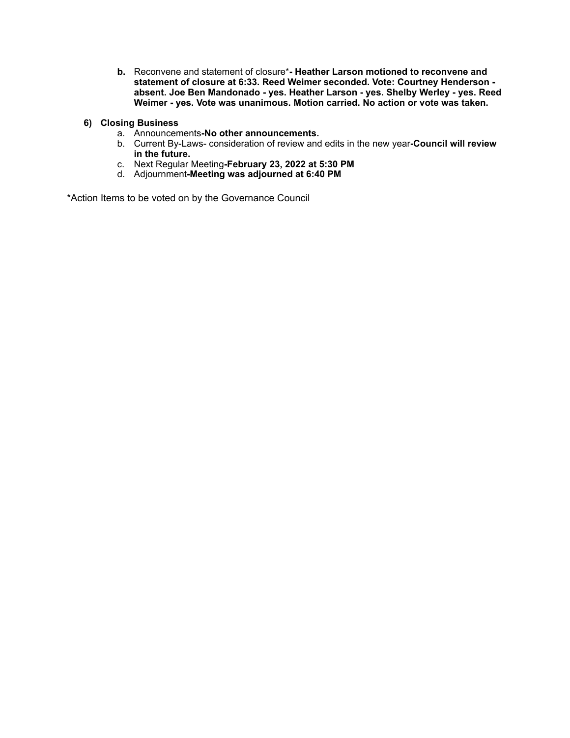b. Reconvene and statement of closure* **- Heather Larson motioned to reconvene and statement of closure at 6:33. Reed Weimer seconded. Vote: Courtney Henderson - absent. Joe Ben Mandonado - yes. Heather Larson - yes. Shelby Werley - yes. Reed Weimer - yes. Vote was unanimous. Motion carried. No action or vote was taken.**

**6) Closing Business**

a. Announcements **-No other announcements.**
b. Current By-Laws- consideration of review and edits in the new year **-Council will review in the future.**
c. Next Regular Meeting **-February 23, 2022 at 5:30 PM**
d. Adjournment **-Meeting was adjourned at 6:40 PM**

*Action Items to be voted on by the Governance Council